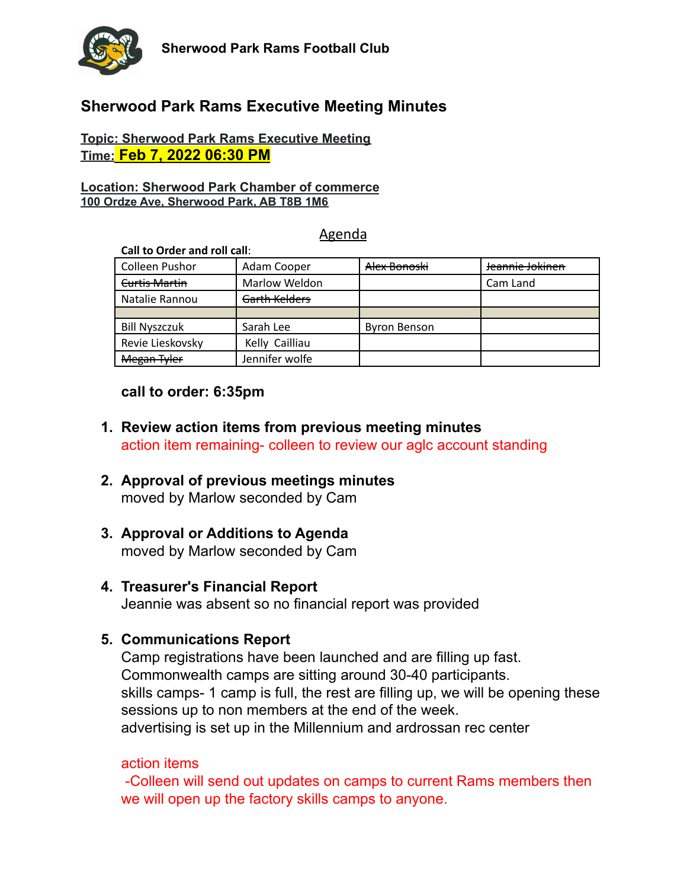Sherwood Park Rams Football Club

# Sherwood Park Rams Executive Meeting Minutes

**Topic: Sherwood Park Rams Executive Meeting**
**Time: Feb 7, 2022 06:30 PM**

**Location: Sherwood Park Chamber of commerce**
**100 Ordze Ave, Sherwood Park, AB T8B 1M6**

## Agenda

**Call to Order and roll call**:

| | | | |
|---|---|---|---|
| Colleen Pushor | Adam Cooper | ~~Alex Bonoski~~ | ~~Jeannie Jokinen~~ |
| ~~Curtis Martin~~ | Marlow Weldon | | Cam Land |
| Natalie Rannou | ~~Garth Kelders~~ | | |
| | | | |
| Bill Nyszczuk | Sarah Lee | Byron Benson | |
| Revie Lieskovsky | Kelly Cailliau | | |
| ~~Megan Tyler~~ | Jennifer wolfe | | |

**call to order: 6:35pm**

1. **Review action items from previous meeting minutes**
   action item remaining- colleen to review our aglc account standing

2. **Approval of previous meetings minutes**
   moved by Marlow seconded by Cam

3. **Approval or Additions to Agenda**
   moved by Marlow seconded by Cam

4. **Treasurer's Financial Report**
   Jeannie was absent so no financial report was provided

5. **Communications Report**
   Camp registrations have been launched and are filling up fast.
   Commonwealth camps are sitting around 30-40 participants.
   skills camps- 1 camp is full, the rest are filling up, we will be opening these sessions up to non members at the end of the week.
   advertising is set up in the Millennium and ardrossan rec center

   action items
   -Colleen will send out updates on camps to current Rams members then we will open up the factory skills camps to anyone.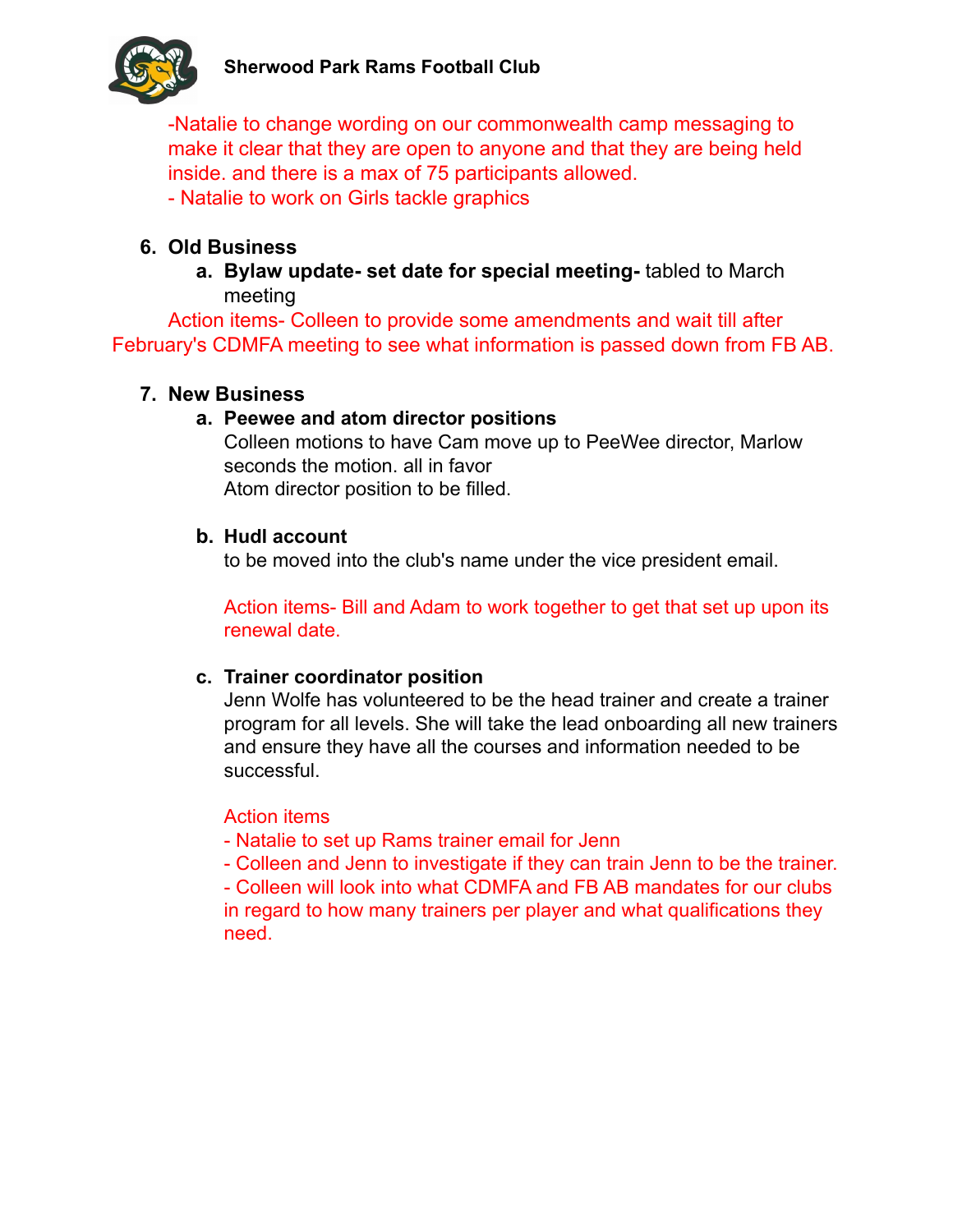-Natalie to change wording on our commonwealth camp messaging to make it clear that they are open to anyone and that they are being held inside. and there is a max of 75 participants allowed.
- Natalie to work on Girls tackle graphics

6. **Old Business**
   a. **Bylaw update- set date for special meeting-** tabled to March meeting

Action items- Colleen to provide some amendments and wait till after February's CDMFA meeting to see what information is passed down from FB AB.

7. **New Business**
   a. **Peewee and atom director positions**
   Colleen motions to have Cam move up to PeeWee director, Marlow seconds the motion. all in favor
   Atom director position to be filled.

   b. **Hudl account**
   to be moved into the club's name under the vice president email.

   Action items- Bill and Adam to work together to get that set up upon its renewal date.

   c. **Trainer coordinator position**
   Jenn Wolfe has volunteered to be the head trainer and create a trainer program for all levels. She will take the lead onboarding all new trainers and ensure they have all the courses and information needed to be successful.

   Action items
   - Natalie to set up Rams trainer email for Jenn
   - Colleen and Jenn to investigate if they can train Jenn to be the trainer.
   - Colleen will look into what CDMFA and FB AB mandates for our clubs in regard to how many trainers per player and what qualifications they need.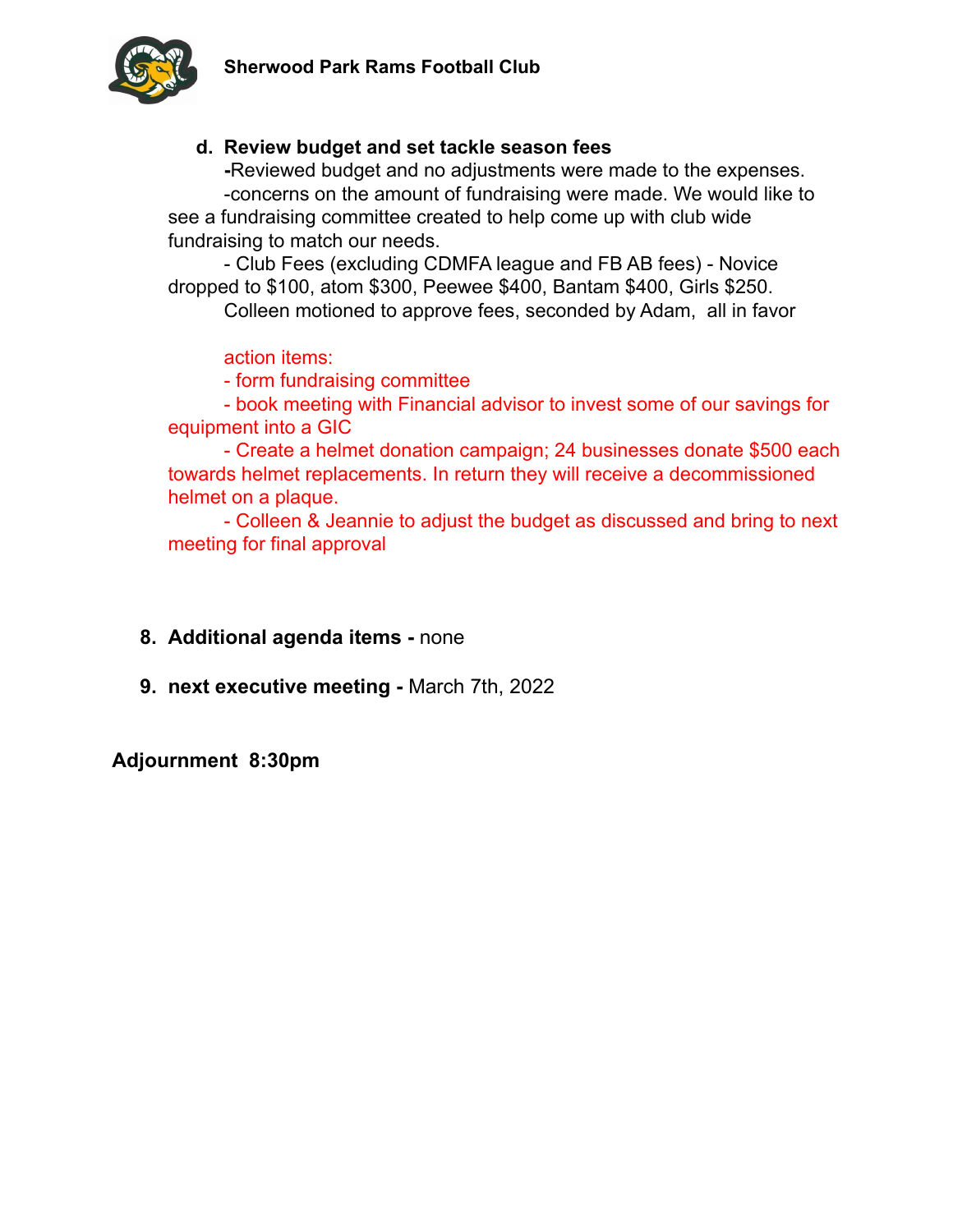d. **Review budget and set tackle season fees**

-Reviewed budget and no adjustments were made to the expenses.

-concerns on the amount of fundraising were made. We would like to see a fundraising committee created to help come up with club wide fundraising to match our needs.

- Club Fees (excluding CDMFA league and FB AB fees) - Novice dropped to $100, atom $300, Peewee $400, Bantam $400, Girls $250.

Colleen motioned to approve fees, seconded by Adam, all in favor

action items:

- form fundraising committee
- book meeting with Financial advisor to invest some of our savings for equipment into a GIC
- Create a helmet donation campaign; 24 businesses donate $500 each towards helmet replacements. In return they will receive a decommissioned helmet on a plaque.
- Colleen & Jeannie to adjust the budget as discussed and bring to next meeting for final approval

8. **Additional agenda items -** none

9. **next executive meeting -** March 7th, 2022

**Adjournment 8:30pm**